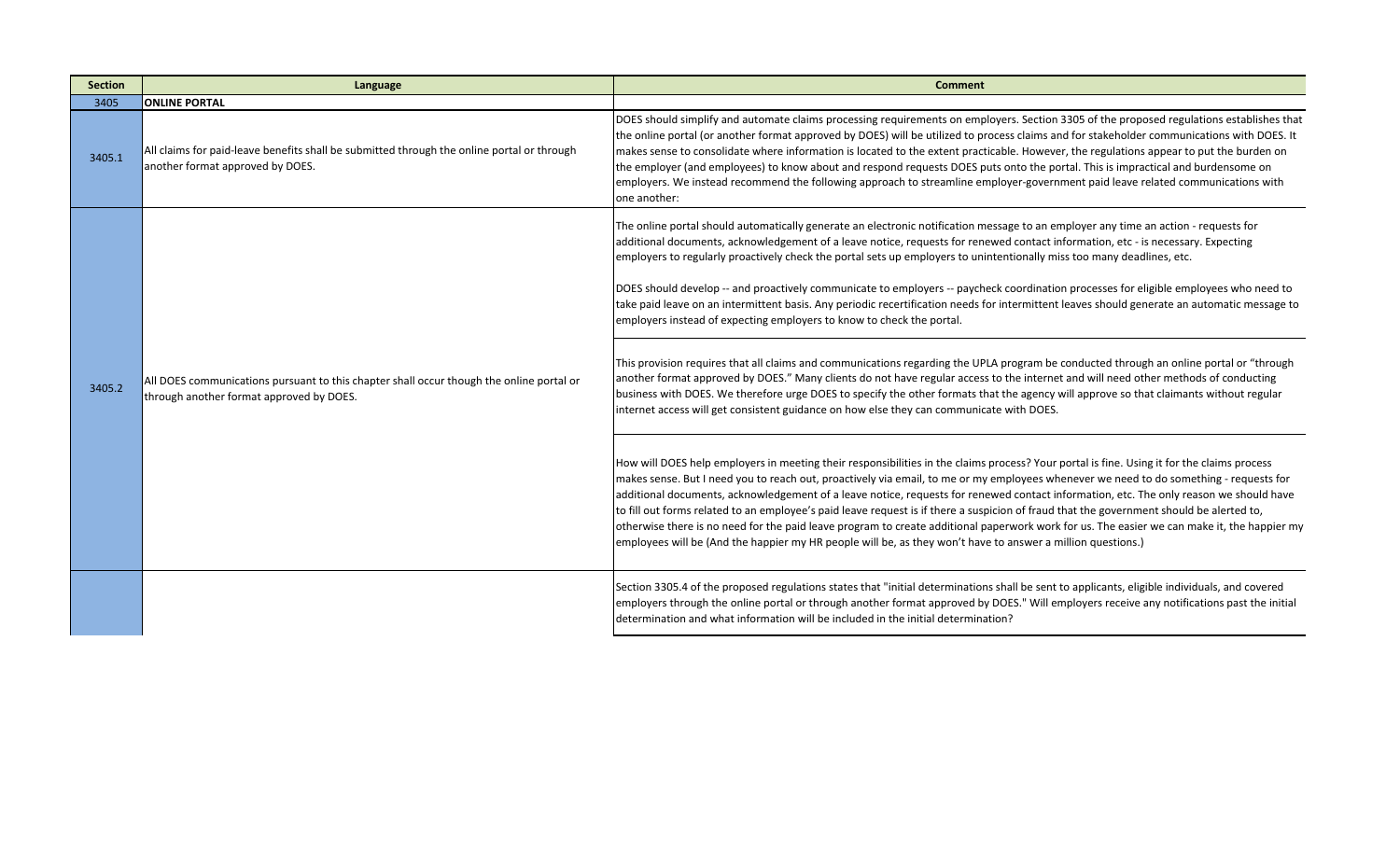| Section | Language | Comment |
|---|---|---|
| 3405 | **ONLINE PORTAL** | |
| 3405.1 | All claims for paid-leave benefits shall be submitted through the online portal or through another format approved by DOES. | DOES should simplify and automate claims processing requirements on employers. Section 3305 of the proposed regulations establishes that the online portal (or another format approved by DOES) will be utilized to process claims and for stakeholder communications with DOES. It makes sense to consolidate where information is located to the extent practicable. However, the regulations appear to put the burden on the employer (and employees) to know about and respond requests DOES puts onto the portal. This is impractical and burdensome on employers. We instead recommend the following approach to streamline employer-government paid leave related communications with one another: |
| 3405.2 | All DOES communications pursuant to this chapter shall occur though the online portal or through another format approved by DOES. | The online portal should automatically generate an electronic notification message to an employer any time an action - requests for additional documents, acknowledgement of a leave notice, requests for renewed contact information, etc - is necessary. Expecting employers to regularly proactively check the portal sets up employers to unintentionally miss too many deadlines, etc.<br><br>DOES should develop -- and proactively communicate to employers -- paycheck coordination processes for eligible employees who need to take paid leave on an intermittent basis. Any periodic recertification needs for intermittent leaves should generate an automatic message to employers instead of expecting employers to know to check the portal. |
| | | This provision requires that all claims and communications regarding the UPLA program be conducted through an online portal or "through another format approved by DOES." Many clients do not have regular access to the internet and will need other methods of conducting business with DOES. We therefore urge DOES to specify the other formats that the agency will approve so that claimants without regular internet access will get consistent guidance on how else they can communicate with DOES. |
| | | How will DOES help employers in meeting their responsibilities in the claims process? Your portal is fine. Using it for the claims process makes sense. But I need you to reach out, proactively via email, to me or my employees whenever we need to do something - requests for additional documents, acknowledgement of a leave notice, requests for renewed contact information, etc. The only reason we should have to fill out forms related to an employee's paid leave request is if there a suspicion of fraud that the government should be alerted to, otherwise there is no need for the paid leave program to create additional paperwork work for us. The easier we can make it, the happier my employees will be (And the happier my HR people will be, as they won't have to answer a million questions.) |
| | | Section 3305.4 of the proposed regulations states that "initial determinations shall be sent to applicants, eligible individuals, and covered employers through the online portal or through another format approved by DOES." Will employers receive any notifications past the initial determination and what information will be included in the initial determination? |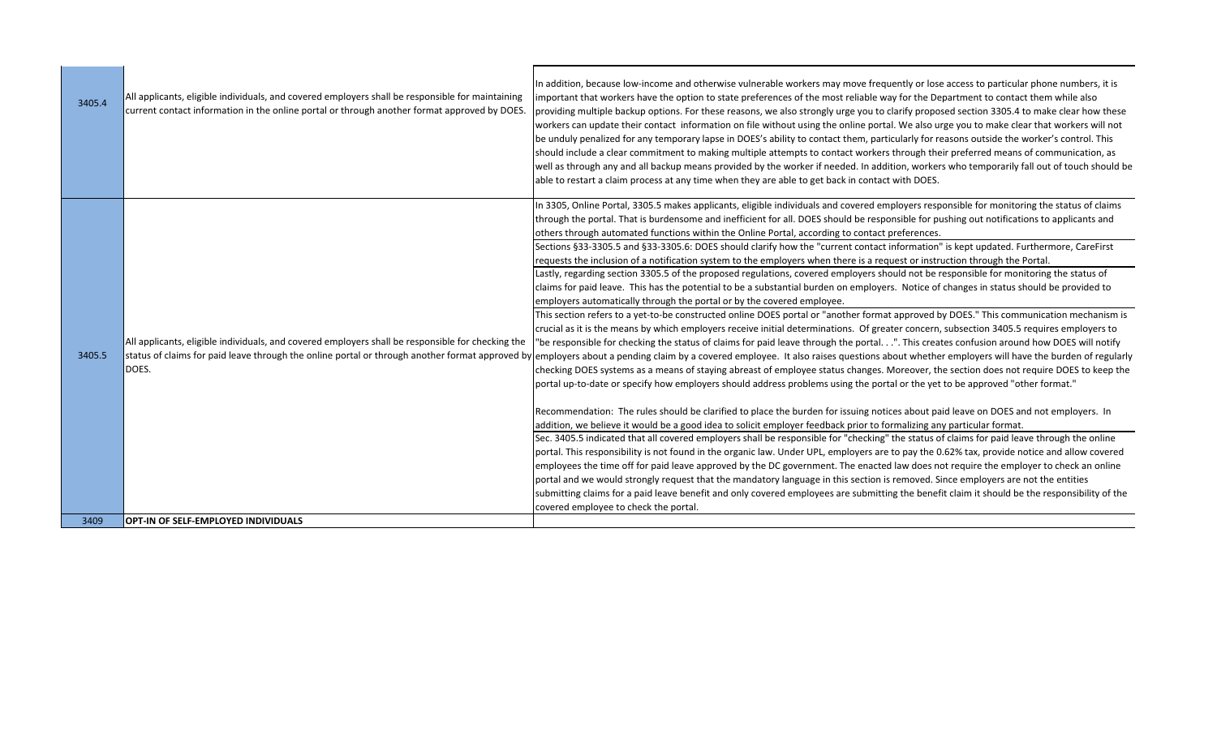| | | |
|---|---|---|
| 3405.4 | All applicants, eligible individuals, and covered employers shall be responsible for maintaining current contact information in the online portal or through another format approved by DOES. | In addition, because low-income and otherwise vulnerable workers may move frequently or lose access to particular phone numbers, it is important that workers have the option to state preferences of the most reliable way for the Department to contact them while also providing multiple backup options. For these reasons, we also strongly urge you to clarify proposed section 3305.4 to make clear how these workers can update their contact information on file without using the online portal. We also urge you to make clear that workers will not be unduly penalized for any temporary lapse in DOES's ability to contact them, particularly for reasons outside the worker's control. This should include a clear commitment to making multiple attempts to contact workers through their preferred means of communication, as well as through any and all backup means provided by the worker if needed. In addition, workers who temporarily fall out of touch should be able to restart a claim process at any time when they are able to get back in contact with DOES. |
| 3405.5 | All applicants, eligible individuals, and covered employers shall be responsible for checking the status of claims for paid leave through the online portal or through another format approved by DOES. | In 3305, Online Portal, 3305.5 makes applicants, eligible individuals and covered employers responsible for monitoring the status of claims through the portal. That is burdensome and inefficient for all. DOES should be responsible for pushing out notifications to applicants and others through automated functions within the Online Portal, according to contact preferences. |
| | | Sections §33-3305.5 and §33-3305.6: DOES should clarify how the "current contact information" is kept updated. Furthermore, CareFirst requests the inclusion of a notification system to the employers when there is a request or instruction through the Portal. |
| | | Lastly, regarding section 3305.5 of the proposed regulations, covered employers should not be responsible for monitoring the status of claims for paid leave. This has the potential to be a substantial burden on employers. Notice of changes in status should be provided to employers automatically through the portal or by the covered employee. |
| | | This section refers to a yet-to-be constructed online DOES portal or "another format approved by DOES." This communication mechanism is crucial as it is the means by which employers receive initial determinations. Of greater concern, subsection 3405.5 requires employers to "be responsible for checking the status of claims for paid leave through the portal. . .". This creates confusion around how DOES will notify employers about a pending claim by a covered employee. It also raises questions about whether employers will have the burden of regularly checking DOES systems as a means of staying abreast of employee status changes. Moreover, the section does not require DOES to keep the portal up-to-date or specify how employers should address problems using the portal or the yet to be approved "other format."<br><br>Recommendation: The rules should be clarified to place the burden for issuing notices about paid leave on DOES and not employers. In addition, we believe it would be a good idea to solicit employer feedback prior to formalizing any particular format. |
| | | Sec. 3405.5 indicated that all covered employers shall be responsible for "checking" the status of claims for paid leave through the online portal. This responsibility is not found in the organic law. Under UPL, employers are to pay the 0.62% tax, provide notice and allow covered employees the time off for paid leave approved by the DC government. The enacted law does not require the employer to check an online portal and we would strongly request that the mandatory language in this section is removed. Since employers are not the entities submitting claims for a paid leave benefit and only covered employees are submitting the benefit claim it should be the responsibility of the covered employee to check the portal. |
| 3409 | **OPT-IN OF SELF-EMPLOYED INDIVIDUALS** | |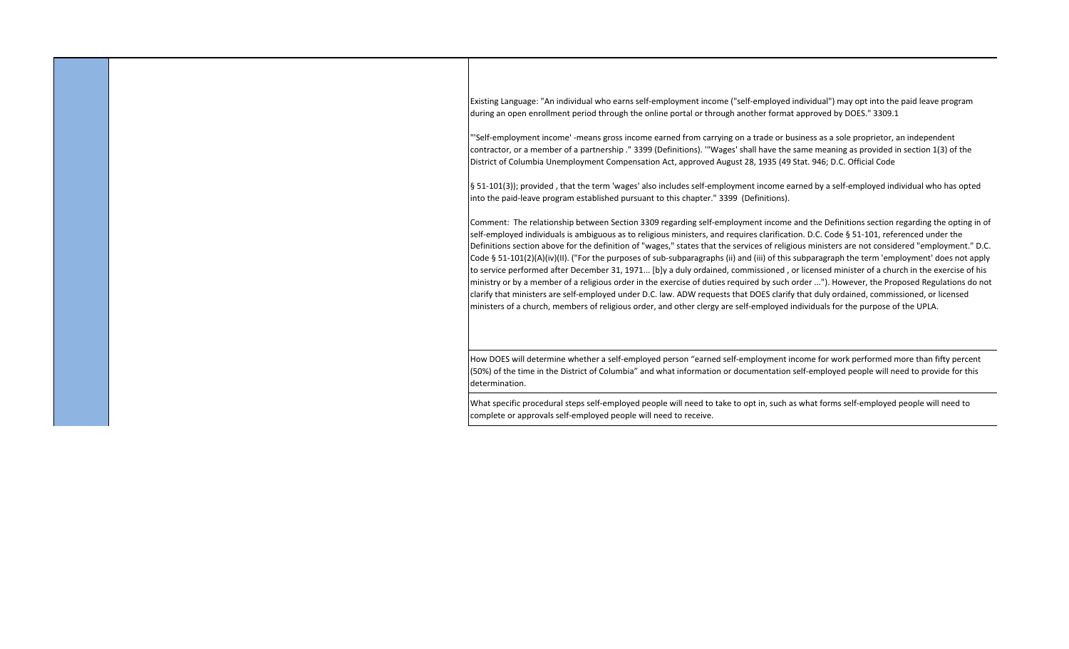| | | |
|---|---|---|
| | | Existing Language: "An individual who earns self-employment income ("self-employed individual") may opt into the paid leave program during an open enrollment period through the online portal or through another format approved by DOES." 3309.1<br><br>"'Self-employment income' -means gross income earned from carrying on a trade or business as a sole proprietor, an independent contractor, or a member of a partnership ." 3399 (Definitions). '"Wages' shall have the same meaning as provided in section 1(3) of the District of Columbia Unemployment Compensation Act, approved August 28, 1935 (49 Stat. 946; D.C. Official Code<br><br>§ 51-101(3)); provided , that the term 'wages' also includes self-employment income earned by a self-employed individual who has opted into the paid-leave program established pursuant to this chapter." 3399 (Definitions).<br><br>Comment: The relationship between Section 3309 regarding self-employment income and the Definitions section regarding the opting in of self-employed individuals is ambiguous as to religious ministers, and requires clarification. D.C. Code § 51-101, referenced under the Definitions section above for the definition of "wages," states that the services of religious ministers are not considered "employment." D.C. Code § 51-101(2)(A)(iv)(II). ("For the purposes of sub-subparagraphs (ii) and (iii) of this subparagraph the term 'employment' does not apply to service performed after December 31, 1971... [b]y a duly ordained, commissioned , or licensed minister of a church in the exercise of his ministry or by a member of a religious order in the exercise of duties required by such order ..."). However, the Proposed Regulations do not clarify that ministers are self-employed under D.C. law. ADW requests that DOES clarify that duly ordained, commissioned, or licensed ministers of a church, members of religious order, and other clergy are self-employed individuals for the purpose of the UPLA. |
| | | How DOES will determine whether a self-employed person "earned self-employment income for work performed more than fifty percent (50%) of the time in the District of Columbia" and what information or documentation self-employed people will need to provide for this determination. |
| | | What specific procedural steps self-employed people will need to take to opt in, such as what forms self-employed people will need to complete or approvals self-employed people will need to receive. |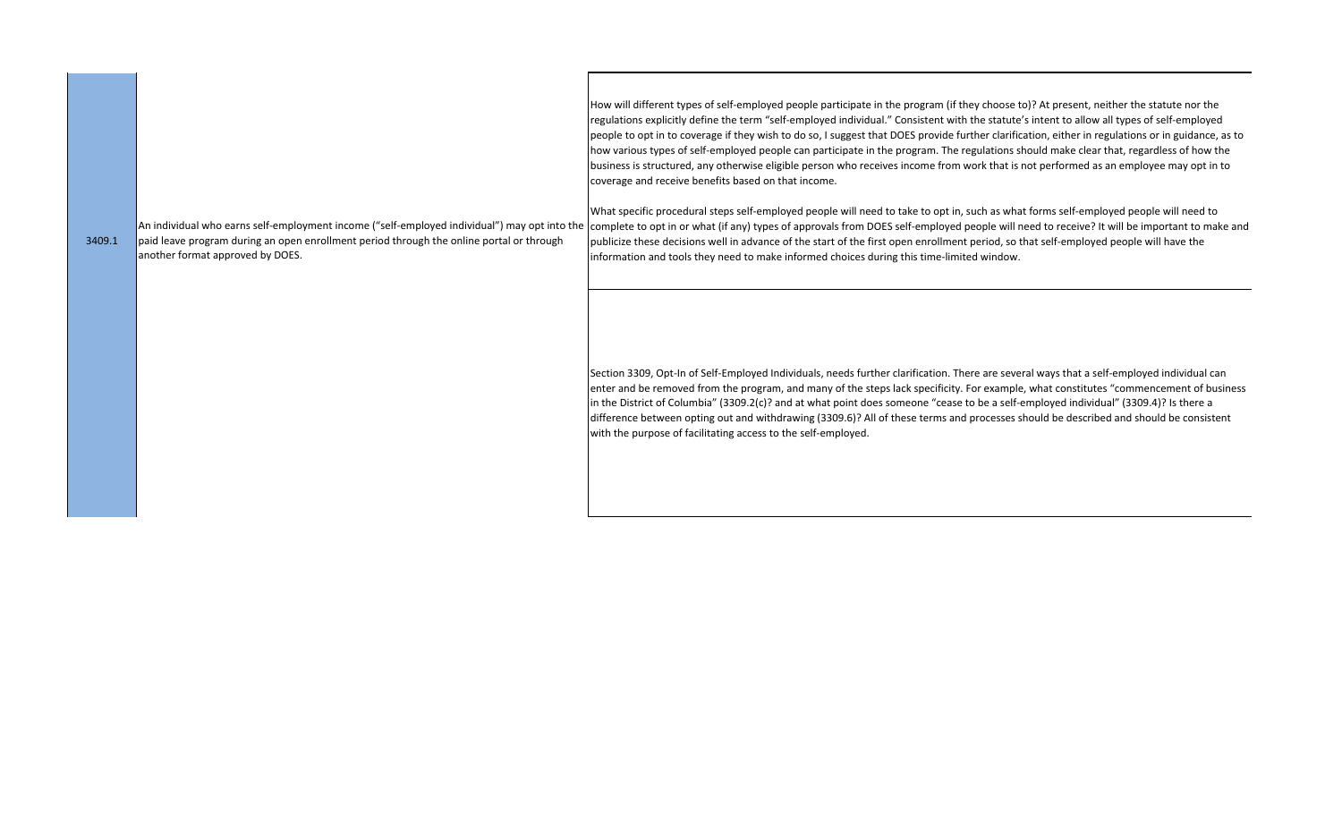| | | |
|---|---|---|
| 3409.1 | An individual who earns self-employment income ("self-employed individual") may opt into the paid leave program during an open enrollment period through the online portal or through another format approved by DOES. | How will different types of self-employed people participate in the program (if they choose to)? At present, neither the statute nor the regulations explicitly define the term "self-employed individual." Consistent with the statute's intent to allow all types of self-employed people to opt in to coverage if they wish to do so, I suggest that DOES provide further clarification, either in regulations or in guidance, as to how various types of self-employed people can participate in the program. The regulations should make clear that, regardless of how the business is structured, any otherwise eligible person who receives income from work that is not performed as an employee may opt in to coverage and receive benefits based on that income.<br><br>What specific procedural steps self-employed people will need to take to opt in, such as what forms self-employed people will need to complete to opt in or what (if any) types of approvals from DOES self-employed people will need to receive? It will be important to make and publicize these decisions well in advance of the start of the first open enrollment period, so that self-employed people will have the information and tools they need to make informed choices during this time-limited window. |
| | | Section 3309, Opt-In of Self-Employed Individuals, needs further clarification. There are several ways that a self-employed individual can enter and be removed from the program, and many of the steps lack specificity. For example, what constitutes "commencement of business in the District of Columbia" (3309.2(c)? and at what point does someone "cease to be a self-employed individual" (3309.4)? Is there a difference between opting out and withdrawing (3309.6)? All of these terms and processes should be described and should be consistent with the purpose of facilitating access to the self-employed. |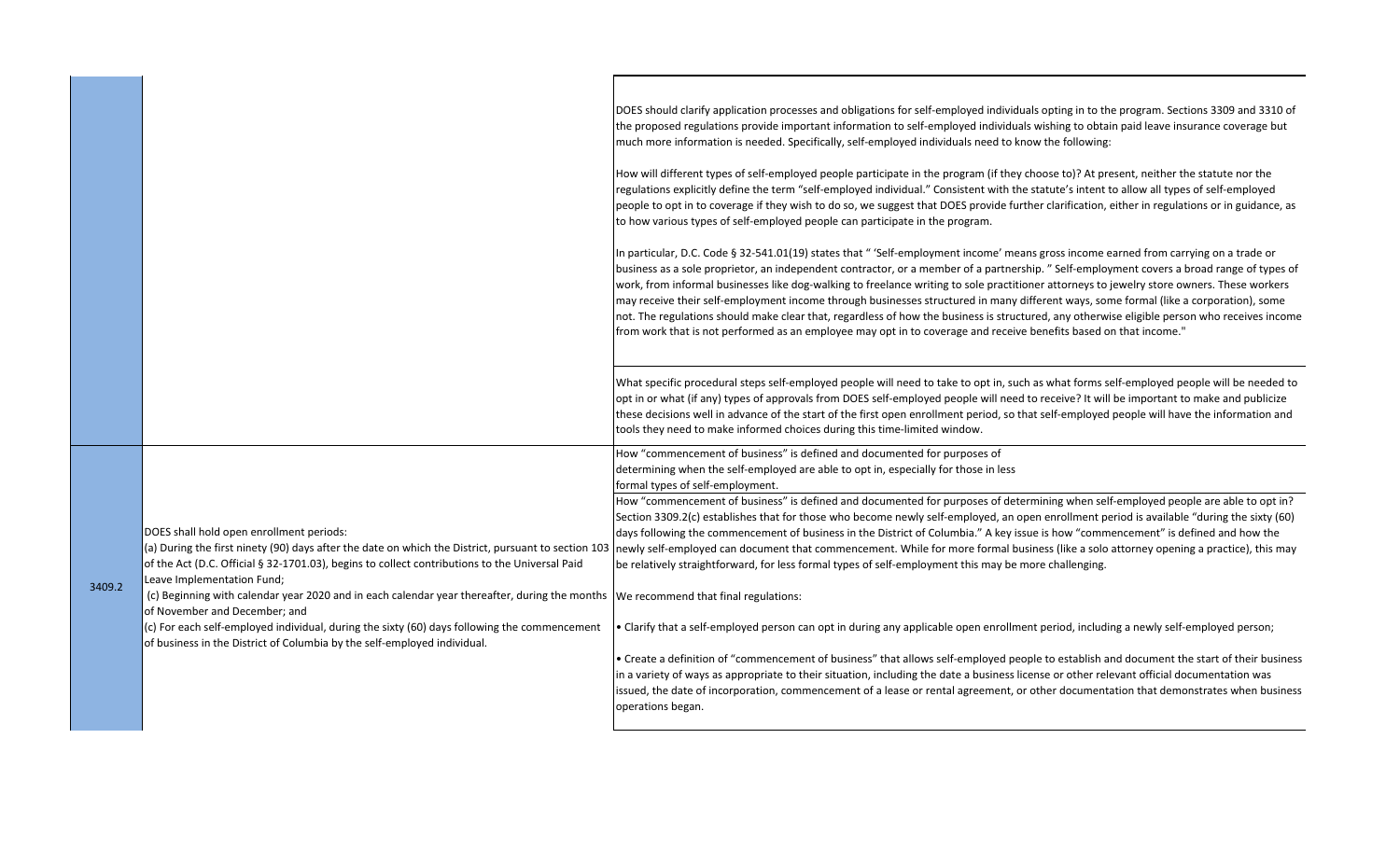| | | |
|---|---|---|
| | | DOES should clarify application processes and obligations for self-employed individuals opting in to the program. Sections 3309 and 3310 of the proposed regulations provide important information to self-employed individuals wishing to obtain paid leave insurance coverage but much more information is needed. Specifically, self-employed individuals need to know the following:<br><br>How will different types of self-employed people participate in the program (if they choose to)? At present, neither the statute nor the regulations explicitly define the term "self-employed individual." Consistent with the statute's intent to allow all types of self-employed people to opt in to coverage if they wish to do so, we suggest that DOES provide further clarification, either in regulations or in guidance, as to how various types of self-employed people can participate in the program.<br><br>In particular, D.C. Code § 32-541.01(19) states that " 'Self-employment income' means gross income earned from carrying on a trade or business as a sole proprietor, an independent contractor, or a member of a partnership. " Self-employment covers a broad range of types of work, from informal businesses like dog-walking to freelance writing to sole practitioner attorneys to jewelry store owners. These workers may receive their self-employment income through businesses structured in many different ways, some formal (like a corporation), some not. The regulations should make clear that, regardless of how the business is structured, any otherwise eligible person who receives income from work that is not performed as an employee may opt in to coverage and receive benefits based on that income." |
| | | What specific procedural steps self-employed people will need to take to opt in, such as what forms self-employed people will be needed to opt in or what (if any) types of approvals from DOES self-employed people will need to receive? It will be important to make and publicize these decisions well in advance of the start of the first open enrollment period, so that self-employed people will have the information and tools they need to make informed choices during this time-limited window. |
| 3409.2 | DOES shall hold open enrollment periods:<br>(a) During the first ninety (90) days after the date on which the District, pursuant to section 103 of the Act (D.C. Official § 32-1701.03), begins to collect contributions to the Universal Paid Leave Implementation Fund;<br>(c) Beginning with calendar year 2020 and in each calendar year thereafter, during the months of November and December; and<br>(c) For each self-employed individual, during the sixty (60) days following the commencement of business in the District of Columbia by the self-employed individual. | How "commencement of business" is defined and documented for purposes of determining when the self-employed are able to opt in, especially for those in less formal types of self-employment.<br>How "commencement of business" is defined and documented for purposes of determining when self-employed people are able to opt in? Section 3309.2(c) establishes that for those who become newly self-employed, an open enrollment period is available "during the sixty (60) days following the commencement of business in the District of Columbia." A key issue is how "commencement" is defined and how the newly self-employed can document that commencement. While for more formal business (like a solo attorney opening a practice), this may be relatively straightforward, for less formal types of self-employment this may be more challenging.<br><br>We recommend that final regulations:<br><br>• Clarify that a self-employed person can opt in during any applicable open enrollment period, including a newly self-employed person;<br><br>• Create a definition of "commencement of business" that allows self-employed people to establish and document the start of their business in a variety of ways as appropriate to their situation, including the date a business license or other relevant official documentation was issued, the date of incorporation, commencement of a lease or rental agreement, or other documentation that demonstrates when business operations began. |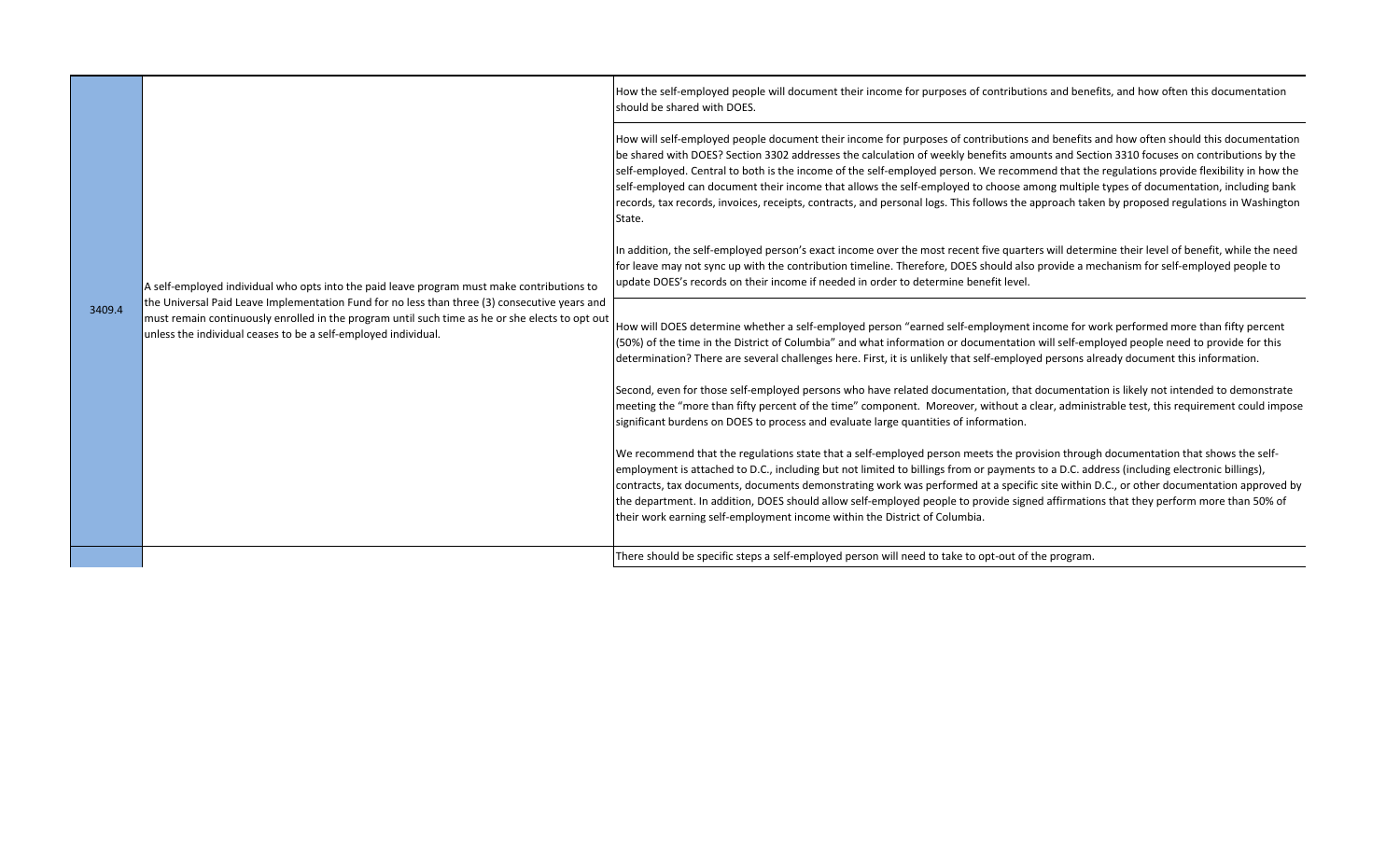| | | |
|---|---|---|
| 3409.4 | A self-employed individual who opts into the paid leave program must make contributions to the Universal Paid Leave Implementation Fund for no less than three (3) consecutive years and must remain continuously enrolled in the program until such time as he or she elects to opt out unless the individual ceases to be a self-employed individual. | How the self-employed people will document their income for purposes of contributions and benefits, and how often this documentation should be shared with DOES. |
| | | How will self-employed people document their income for purposes of contributions and benefits and how often should this documentation be shared with DOES? Section 3302 addresses the calculation of weekly benefits amounts and Section 3310 focuses on contributions by the self-employed. Central to both is the income of the self-employed person. We recommend that the regulations provide flexibility in how the self-employed can document their income that allows the self-employed to choose among multiple types of documentation, including bank records, tax records, invoices, receipts, contracts, and personal logs. This follows the approach taken by proposed regulations in Washington State.<br><br>In addition, the self-employed person's exact income over the most recent five quarters will determine their level of benefit, while the need for leave may not sync up with the contribution timeline. Therefore, DOES should also provide a mechanism for self-employed people to update DOES's records on their income if needed in order to determine benefit level. |
| | | How will DOES determine whether a self-employed person "earned self-employment income for work performed more than fifty percent (50%) of the time in the District of Columbia" and what information or documentation will self-employed people need to provide for this determination? There are several challenges here. First, it is unlikely that self-employed persons already document this information.<br><br>Second, even for those self-employed persons who have related documentation, that documentation is likely not intended to demonstrate meeting the "more than fifty percent of the time" component. Moreover, without a clear, administrable test, this requirement could impose significant burdens on DOES to process and evaluate large quantities of information.<br><br>We recommend that the regulations state that a self-employed person meets the provision through documentation that shows the self-employment is attached to D.C., including but not limited to billings from or payments to a D.C. address (including electronic billings), contracts, tax documents, documents demonstrating work was performed at a specific site within D.C., or other documentation approved by the department. In addition, DOES should allow self-employed people to provide signed affirmations that they perform more than 50% of their work earning self-employment income within the District of Columbia. |
| | | There should be specific steps a self-employed person will need to take to opt-out of the program. |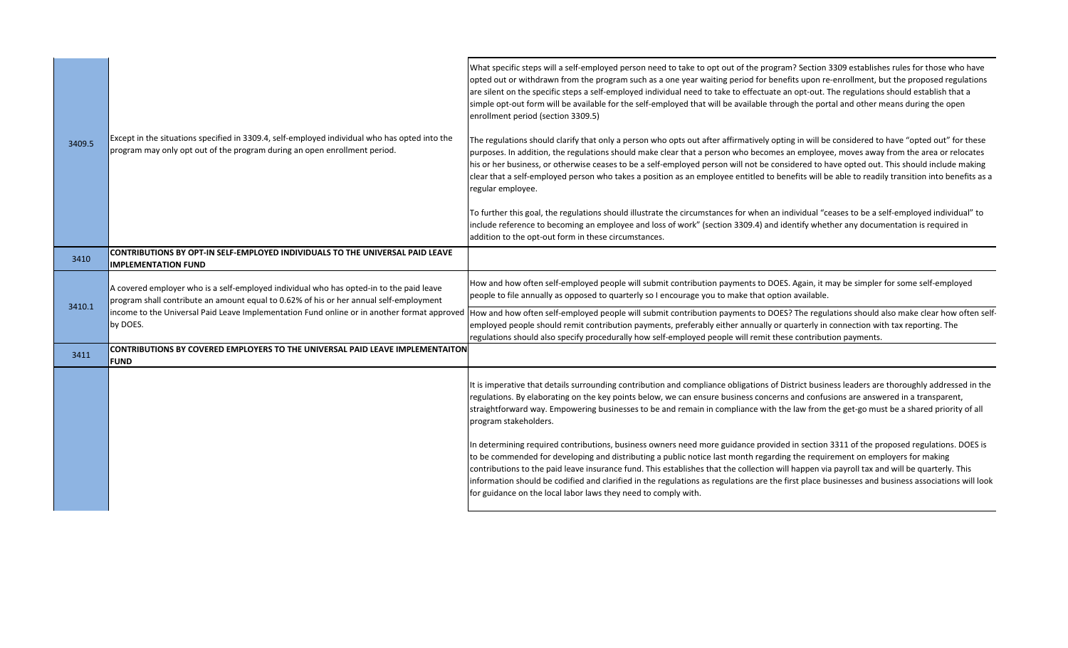| | | |
|---|---|---|
| 3409.5 | Except in the situations specified in 3309.4, self-employed individual who has opted into the program may only opt out of the program during an open enrollment period. | What specific steps will a self-employed person need to take to opt out of the program? Section 3309 establishes rules for those who have opted out or withdrawn from the program such as a one year waiting period for benefits upon re-enrollment, but the proposed regulations are silent on the specific steps a self-employed individual need to take to effectuate an opt-out. The regulations should establish that a simple opt-out form will be available for the self-employed that will be available through the portal and other means during the open enrollment period (section 3309.5)<br><br>The regulations should clarify that only a person who opts out after affirmatively opting in will be considered to have "opted out" for these purposes. In addition, the regulations should make clear that a person who becomes an employee, moves away from the area or relocates his or her business, or otherwise ceases to be a self-employed person will not be considered to have opted out. This should include making clear that a self-employed person who takes a position as an employee entitled to benefits will be able to readily transition into benefits as a regular employee.<br><br>To further this goal, the regulations should illustrate the circumstances for when an individual "ceases to be a self-employed individual" to include reference to becoming an employee and loss of work" (section 3309.4) and identify whether any documentation is required in addition to the opt-out form in these circumstances. |
| 3410 | **CONTRIBUTIONS BY OPT-IN SELF-EMPLOYED INDIVIDUALS TO THE UNIVERSAL PAID LEAVE IMPLEMENTATION FUND** | |
| 3410.1 | A covered employer who is a self-employed individual who has opted-in to the paid leave program shall contribute an amount equal to 0.62% of his or her annual self-employment income to the Universal Paid Leave Implementation Fund online or in another format approved by DOES. | How and how often self-employed people will submit contribution payments to DOES. Again, it may be simpler for some self-employed people to file annually as opposed to quarterly so I encourage you to make that option available. |
| | | How and how often self-employed people will submit contribution payments to DOES? The regulations should also make clear how often self-employed people should remit contribution payments, preferably either annually or quarterly in connection with tax reporting. The regulations should also specify procedurally how self-employed people will remit these contribution payments. |
| 3411 | **CONTRIBUTIONS BY COVERED EMPLOYERS TO THE UNIVERSAL PAID LEAVE IMPLEMENTAITON FUND** | |
| | | It is imperative that details surrounding contribution and compliance obligations of District business leaders are thoroughly addressed in the regulations. By elaborating on the key points below, we can ensure business concerns and confusions are answered in a transparent, straightforward way. Empowering businesses to be and remain in compliance with the law from the get-go must be a shared priority of all program stakeholders.<br><br>In determining required contributions, business owners need more guidance provided in section 3311 of the proposed regulations. DOES is to be commended for developing and distributing a public notice last month regarding the requirement on employers for making contributions to the paid leave insurance fund. This establishes that the collection will happen via payroll tax and will be quarterly. This information should be codified and clarified in the regulations as regulations are the first place businesses and business associations will look for guidance on the local labor laws they need to comply with. |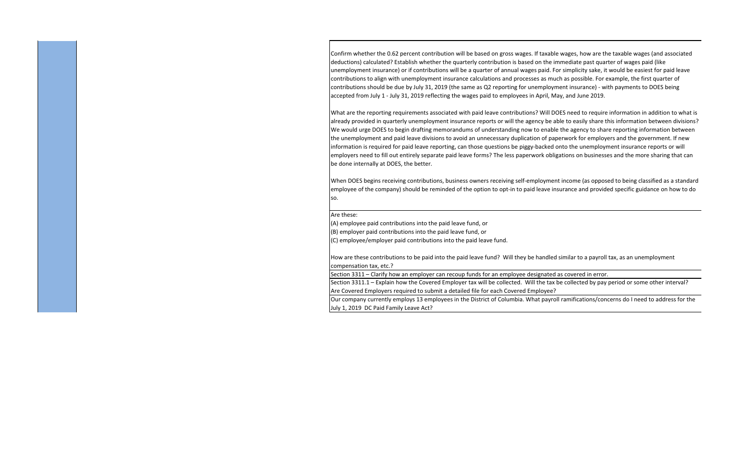Confirm whether the 0.62 percent contribution will be based on gross wages. If taxable wages, how are the taxable wages (and associated deductions) calculated? Establish whether the quarterly contribution is based on the immediate past quarter of wages paid (like unemployment insurance) or if contributions will be a quarter of annual wages paid. For simplicity sake, it would be easiest for paid leave contributions to align with unemployment insurance calculations and processes as much as possible. For example, the first quarter of contributions should be due by July 31, 2019 (the same as Q2 reporting for unemployment insurance) - with payments to DOES being accepted from July 1 - July 31, 2019 reflecting the wages paid to employees in April, May, and June 2019.

What are the reporting requirements associated with paid leave contributions? Will DOES need to require information in addition to what is already provided in quarterly unemployment insurance reports or will the agency be able to easily share this information between divisions? We would urge DOES to begin drafting memorandums of understanding now to enable the agency to share reporting information between the unemployment and paid leave divisions to avoid an unnecessary duplication of paperwork for employers and the government. If new information is required for paid leave reporting, can those questions be piggy-backed onto the unemployment insurance reports or will employers need to fill out entirely separate paid leave forms? The less paperwork obligations on businesses and the more sharing that can be done internally at DOES, the better.

When DOES begins receiving contributions, business owners receiving self-employment income (as opposed to being classified as a standard employee of the company) should be reminded of the option to opt-in to paid leave insurance and provided specific guidance on how to do so.

---

Are these:

(A) employee paid contributions into the paid leave fund, or

(B) employer paid contributions into the paid leave fund, or

(C) employee/employer paid contributions into the paid leave fund.

How are these contributions to be paid into the paid leave fund? Will they be handled similar to a payroll tax, as an unemployment compensation tax, etc.?

---

Section 3311 – Clarify how an employer can recoup funds for an employee designated as covered in error.

---

Section 3311.1 – Explain how the Covered Employer tax will be collected. Will the tax be collected by pay period or some other interval? Are Covered Employers required to submit a detailed file for each Covered Employee?

---

Our company currently employs 13 employees in the District of Columbia. What payroll ramifications/concerns do I need to address for the July 1, 2019 DC Paid Family Leave Act?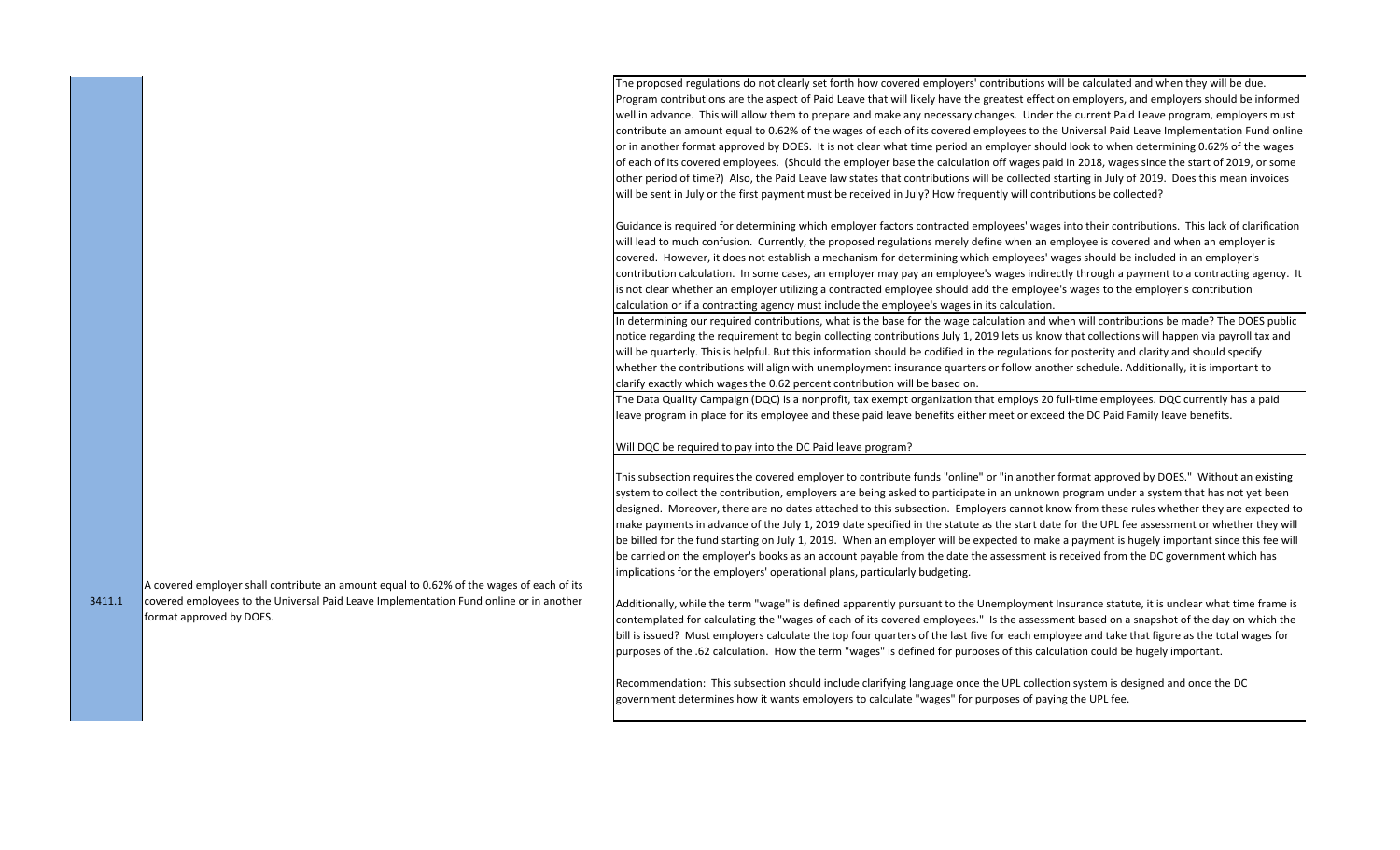| Section | Regulation Text | Comments |
|---|---|---|
| 3411.1 | A covered employer shall contribute an amount equal to 0.62% of the wages of each of its covered employees to the Universal Paid Leave Implementation Fund online or in another format approved by DOES. | The proposed regulations do not clearly set forth how covered employers' contributions will be calculated and when they will be due. Program contributions are the aspect of Paid Leave that will likely have the greatest effect on employers, and employers should be informed well in advance. This will allow them to prepare and make any necessary changes. Under the current Paid Leave program, employers must contribute an amount equal to 0.62% of the wages of each of its covered employees to the Universal Paid Leave Implementation Fund online or in another format approved by DOES. It is not clear what time period an employer should look to when determining 0.62% of the wages of each of its covered employees. (Should the employer base the calculation off wages paid in 2018, wages since the start of 2019, or some other period of time?) Also, the Paid Leave law states that contributions will be collected starting in July of 2019. Does this mean invoices will be sent in July or the first payment must be received in July? How frequently will contributions be collected?<br><br>Guidance is required for determining which employer factors contracted employees' wages into their contributions. This lack of clarification will lead to much confusion. Currently, the proposed regulations merely define when an employee is covered and when an employer is covered. However, it does not establish a mechanism for determining which employees' wages should be included in an employer's contribution calculation. In some cases, an employer may pay an employee's wages indirectly through a payment to a contracting agency. It is not clear whether an employer utilizing a contracted employee should add the employee's wages to the employer's contribution calculation or if a contracting agency must include the employee's wages in its calculation. |
| | | In determining our required contributions, what is the base for the wage calculation and when will contributions be made? The DOES public notice regarding the requirement to begin collecting contributions July 1, 2019 lets us know that collections will happen via payroll tax and will be quarterly. This is helpful. But this information should be codified in the regulations for posterity and clarity and should specify whether the contributions will align with unemployment insurance quarters or follow another schedule. Additionally, it is important to clarify exactly which wages the 0.62 percent contribution will be based on. |
| | | The Data Quality Campaign (DQC) is a nonprofit, tax exempt organization that employs 20 full-time employees. DQC currently has a paid leave program in place for its employee and these paid leave benefits either meet or exceed the DC Paid Family leave benefits.<br><br>Will DQC be required to pay into the DC Paid leave program? |
| | | This subsection requires the covered employer to contribute funds "online" or "in another format approved by DOES." Without an existing system to collect the contribution, employers are being asked to participate in an unknown program under a system that has not yet been designed. Moreover, there are no dates attached to this subsection. Employers cannot know from these rules whether they are expected to make payments in advance of the July 1, 2019 date specified in the statute as the start date for the UPL fee assessment or whether they will be billed for the fund starting on July 1, 2019. When an employer will be expected to make a payment is hugely important since this fee will be carried on the employer's books as an account payable from the date the assessment is received from the DC government which has implications for the employers' operational plans, particularly budgeting.<br><br>Additionally, while the term "wage" is defined apparently pursuant to the Unemployment Insurance statute, it is unclear what time frame is contemplated for calculating the "wages of each of its covered employees." Is the assessment based on a snapshot of the day on which the bill is issued? Must employers calculate the top four quarters of the last five for each employee and take that figure as the total wages for purposes of the .62 calculation. How the term "wages" is defined for purposes of this calculation could be hugely important.<br><br>Recommendation: This subsection should include clarifying language once the UPL collection system is designed and once the DC government determines how it wants employers to calculate "wages" for purposes of paying the UPL fee. |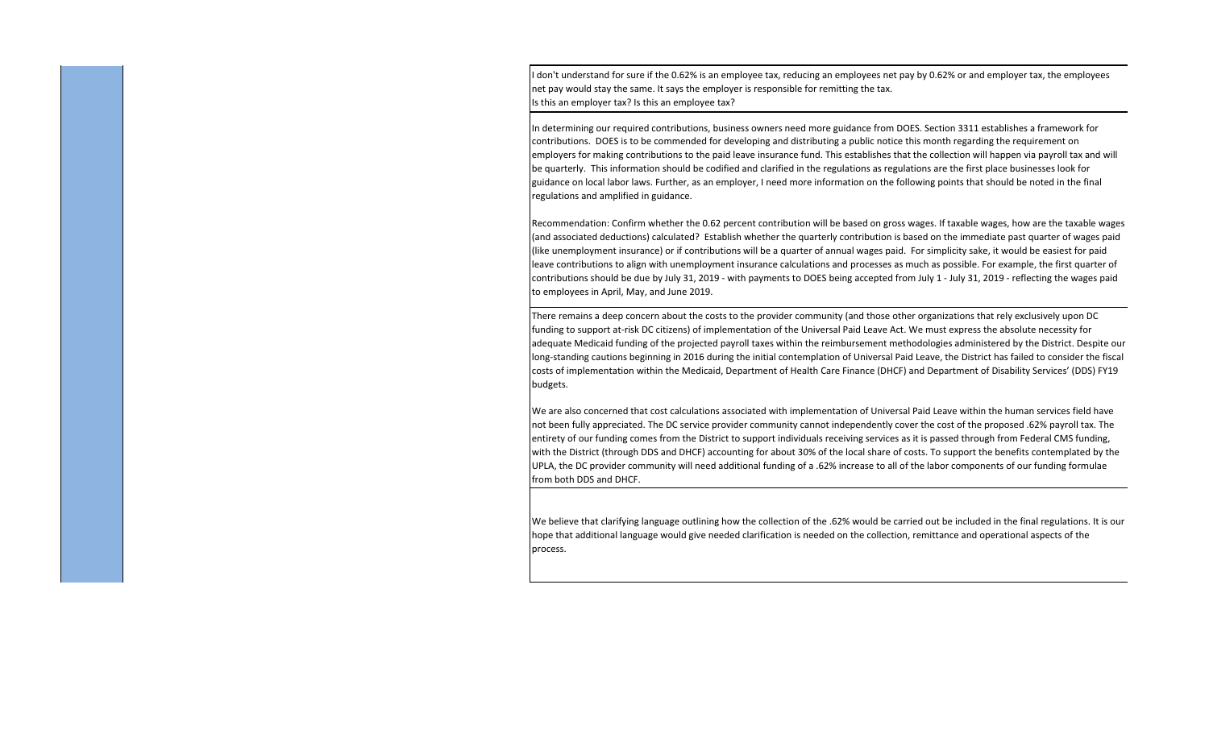I don't understand for sure if the 0.62% is an employee tax, reducing an employees net pay by 0.62% or and employer tax, the employees net pay would stay the same. It says the employer is responsible for remitting the tax.
Is this an employer tax? Is this an employee tax?

In determining our required contributions, business owners need more guidance from DOES. Section 3311 establishes a framework for contributions. DOES is to be commended for developing and distributing a public notice this month regarding the requirement on employers for making contributions to the paid leave insurance fund. This establishes that the collection will happen via payroll tax and will be quarterly. This information should be codified and clarified in the regulations as regulations are the first place businesses look for guidance on local labor laws. Further, as an employer, I need more information on the following points that should be noted in the final regulations and amplified in guidance.

Recommendation: Confirm whether the 0.62 percent contribution will be based on gross wages. If taxable wages, how are the taxable wages (and associated deductions) calculated? Establish whether the quarterly contribution is based on the immediate past quarter of wages paid (like unemployment insurance) or if contributions will be a quarter of annual wages paid. For simplicity sake, it would be easiest for paid leave contributions to align with unemployment insurance calculations and processes as much as possible. For example, the first quarter of contributions should be due by July 31, 2019 - with payments to DOES being accepted from July 1 - July 31, 2019 - reflecting the wages paid to employees in April, May, and June 2019.

There remains a deep concern about the costs to the provider community (and those other organizations that rely exclusively upon DC funding to support at-risk DC citizens) of implementation of the Universal Paid Leave Act. We must express the absolute necessity for adequate Medicaid funding of the projected payroll taxes within the reimbursement methodologies administered by the District. Despite our long-standing cautions beginning in 2016 during the initial contemplation of Universal Paid Leave, the District has failed to consider the fiscal costs of implementation within the Medicaid, Department of Health Care Finance (DHCF) and Department of Disability Services' (DDS) FY19 budgets.

We are also concerned that cost calculations associated with implementation of Universal Paid Leave within the human services field have not been fully appreciated. The DC service provider community cannot independently cover the cost of the proposed .62% payroll tax. The entirety of our funding comes from the District to support individuals receiving services as it is passed through from Federal CMS funding, with the District (through DDS and DHCF) accounting for about 30% of the local share of costs. To support the benefits contemplated by the UPLA, the DC provider community will need additional funding of a .62% increase to all of the labor components of our funding formulae from both DDS and DHCF.

We believe that clarifying language outlining how the collection of the .62% would be carried out be included in the final regulations. It is our hope that additional language would give needed clarification is needed on the collection, remittance and operational aspects of the process.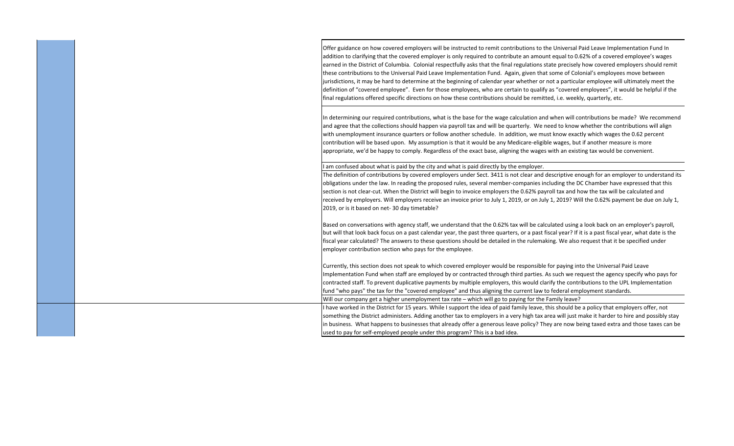| | | |
|---|---|---|
| | | Offer guidance on how covered employers will be instructed to remit contributions to the Universal Paid Leave Implementation Fund In addition to clarifying that the covered employer is only required to contribute an amount equal to 0.62% of a covered employee's wages earned in the District of Columbia. Colonial respectfully asks that the final regulations state precisely how covered employers should remit these contributions to the Universal Paid Leave Implementation Fund. Again, given that some of Colonial's employees move between jurisdictions, it may be hard to determine at the beginning of calendar year whether or not a particular employee will ultimately meet the definition of "covered employee". Even for those employees, who are certain to qualify as "covered employees", it would be helpful if the final regulations offered specific directions on how these contributions should be remitted, i.e. weekly, quarterly, etc. |
| | | In determining our required contributions, what is the base for the wage calculation and when will contributions be made? We recommend and agree that the collections should happen via payroll tax and will be quarterly. We need to know whether the contributions will align with unemployment insurance quarters or follow another schedule. In addition, we must know exactly which wages the 0.62 percent contribution will be based upon. My assumption is that it would be any Medicare-eligible wages, but if another measure is more appropriate, we'd be happy to comply. Regardless of the exact base, aligning the wages with an existing tax would be convenient. |
| | | I am confused about what is paid by the city and what is paid directly by the employer. |
| | | The definition of contributions by covered employers under Sect. 3411 is not clear and descriptive enough for an employer to understand its obligations under the law. In reading the proposed rules, several member-companies including the DC Chamber have expressed that this section is not clear-cut. When the District will begin to invoice employers the 0.62% payroll tax and how the tax will be calculated and received by employers. Will employers receive an invoice prior to July 1, 2019, or on July 1, 2019? Will the 0.62% payment be due on July 1, 2019, or is it based on net- 30 day timetable?<br><br>Based on conversations with agency staff, we understand that the 0.62% tax will be calculated using a look back on an employer's payroll, but will that look back focus on a past calendar year, the past three quarters, or a past fiscal year? If it is a past fiscal year, what date is the fiscal year calculated? The answers to these questions should be detailed in the rulemaking. We also request that it be specified under employer contribution section who pays for the employee.<br><br>Currently, this section does not speak to which covered employer would be responsible for paying into the Universal Paid Leave Implementation Fund when staff are employed by or contracted through third parties. As such we request the agency specify who pays for contracted staff. To prevent duplicative payments by multiple employers, this would clarify the contributions to the UPL Implementation fund "who pays" the tax for the "covered employee" and thus aligning the current law to federal employment standards. |
| | | Will our company get a higher unemployment tax rate – which will go to paying for the Family leave? |
| | | I have worked in the District for 15 years. While I support the idea of paid family leave, this should be a policy that employers offer, not something the District administers. Adding another tax to employers in a very high tax area will just make it harder to hire and possibly stay in business. What happens to businesses that already offer a generous leave policy? They are now being taxed extra and those taxes can be used to pay for self-employed people under this program? This is a bad idea. |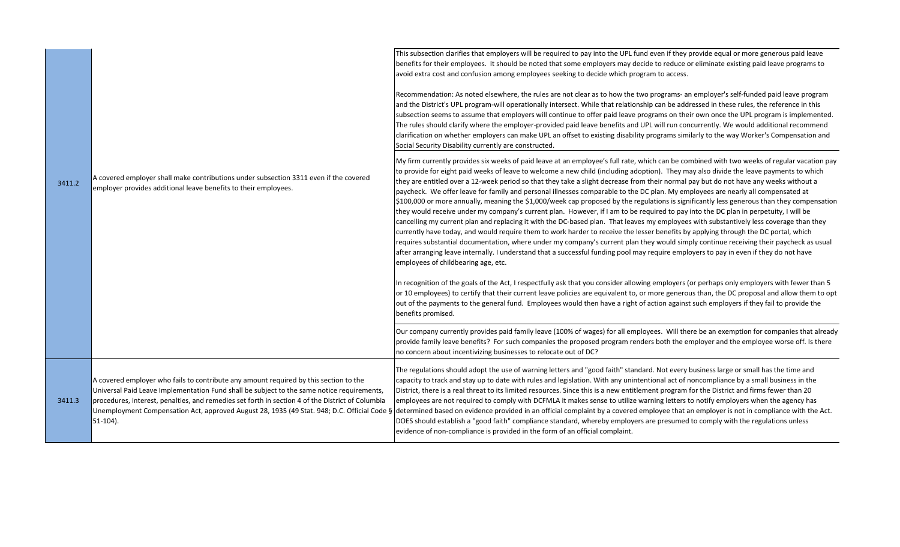| | | |
|---|---|---|
| 3411.2 | A covered employer shall make contributions under subsection 3311 even if the covered employer provides additional leave benefits to their employees. | This subsection clarifies that employers will be required to pay into the UPL fund even if they provide equal or more generous paid leave benefits for their employees. It should be noted that some employers may decide to reduce or eliminate existing paid leave programs to avoid extra cost and confusion among employees seeking to decide which program to access.<br><br>Recommendation: As noted elsewhere, the rules are not clear as to how the two programs- an employer's self-funded paid leave program and the District's UPL program-will operationally intersect. While that relationship can be addressed in these rules, the reference in this subsection seems to assume that employers will continue to offer paid leave programs on their own once the UPL program is implemented. The rules should clarify where the employer-provided paid leave benefits and UPL will run concurrently. We would additional recommend clarification on whether employers can make UPL an offset to existing disability programs similarly to the way Worker's Compensation and Social Security Disability currently are constructed. |
| | | My firm currently provides six weeks of paid leave at an employee's full rate, which can be combined with two weeks of regular vacation pay to provide for eight paid weeks of leave to welcome a new child (including adoption). They may also divide the leave payments to which they are entitled over a 12-week period so that they take a slight decrease from their normal pay but do not have any weeks without a paycheck. We offer leave for family and personal illnesses comparable to the DC plan. My employees are nearly all compensated at $100,000 or more annually, meaning the $1,000/week cap proposed by the regulations is significantly less generous than they compensation they would receive under my company's current plan. However, if I am to be required to pay into the DC plan in perpetuity, I will be cancelling my current plan and replacing it with the DC-based plan. That leaves my employees with substantively less coverage than they currently have today, and would require them to work harder to receive the lesser benefits by applying through the DC portal, which requires substantial documentation, where under my company's current plan they would simply continue receiving their paycheck as usual after arranging leave internally. I understand that a successful funding pool may require employers to pay in even if they do not have employees of childbearing age, etc.<br><br>In recognition of the goals of the Act, I respectfully ask that you consider allowing employers (or perhaps only employers with fewer than 5 or 10 employees) to certify that their current leave policies are equivalent to, or more generous than, the DC proposal and allow them to opt out of the payments to the general fund. Employees would then have a right of action against such employers if they fail to provide the benefits promised. |
| | | Our company currently provides paid family leave (100% of wages) for all employees. Will there be an exemption for companies that already provide family leave benefits? For such companies the proposed program renders both the employer and the employee worse off. Is there no concern about incentivizing businesses to relocate out of DC? |
| 3411.3 | A covered employer who fails to contribute any amount required by this section to the Universal Paid Leave Implementation Fund shall be subject to the same notice requirements, procedures, interest, penalties, and remedies set forth in section 4 of the District of Columbia Unemployment Compensation Act, approved August 28, 1935 (49 Stat. 948; D.C. Official Code § 51-104). | The regulations should adopt the use of warning letters and "good faith" standard. Not every business large or small has the time and capacity to track and stay up to date with rules and legislation. With any unintentional act of noncompliance by a small business in the District, there is a real threat to its limited resources. Since this is a new entitlement program for the District and firms fewer than 20 employees are not required to comply with DCFMLA it makes sense to utilize warning letters to notify employers when the agency has determined based on evidence provided in an official complaint by a covered employee that an employer is not in compliance with the Act. DOES should establish a "good faith" compliance standard, whereby employers are presumed to comply with the regulations unless evidence of non-compliance is provided in the form of an official complaint. |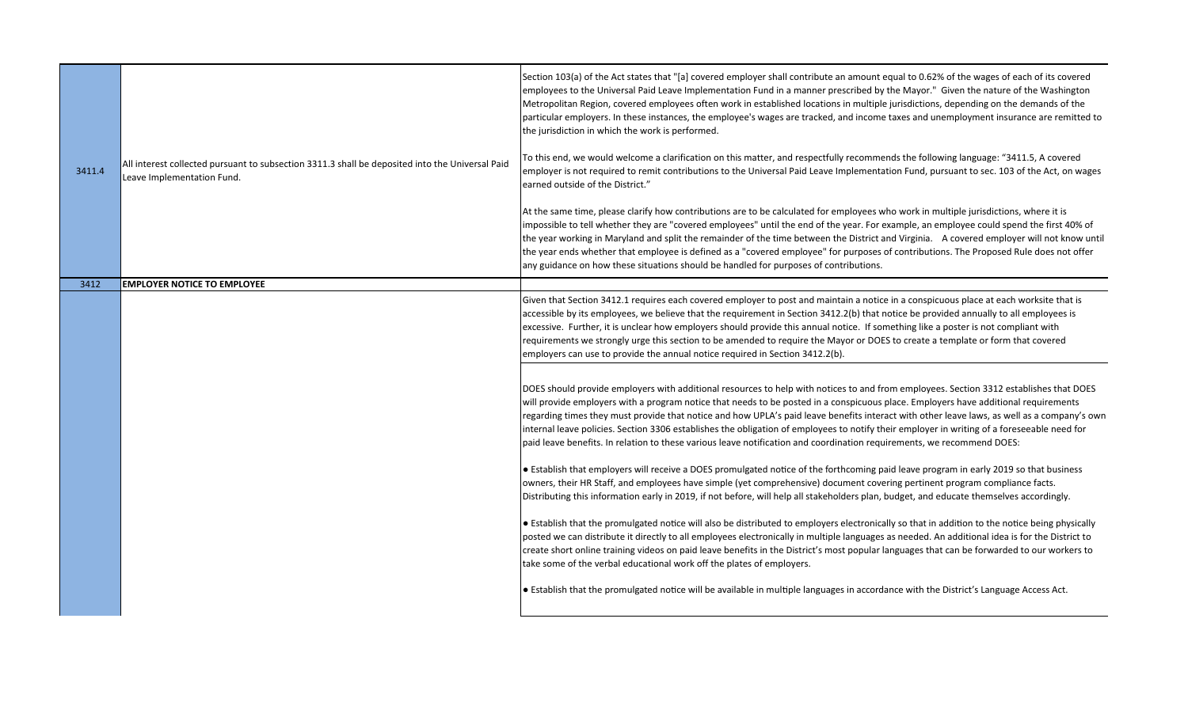| | | |
|---|---|---|
| 3411.4 | All interest collected pursuant to subsection 3311.3 shall be deposited into the Universal Paid Leave Implementation Fund. | Section 103(a) of the Act states that "[a] covered employer shall contribute an amount equal to 0.62% of the wages of each of its covered employees to the Universal Paid Leave Implementation Fund in a manner prescribed by the Mayor." Given the nature of the Washington Metropolitan Region, covered employees often work in established locations in multiple jurisdictions, depending on the demands of the particular employers. In these instances, the employee's wages are tracked, and income taxes and unemployment insurance are remitted to the jurisdiction in which the work is performed.<br><br>To this end, we would welcome a clarification on this matter, and respectfully recommends the following language: "3411.5, A covered employer is not required to remit contributions to the Universal Paid Leave Implementation Fund, pursuant to sec. 103 of the Act, on wages earned outside of the District."<br><br>At the same time, please clarify how contributions are to be calculated for employees who work in multiple jurisdictions, where it is impossible to tell whether they are "covered employees" until the end of the year. For example, an employee could spend the first 40% of the year working in Maryland and split the remainder of the time between the District and Virginia. A covered employer will not know until the year ends whether that employee is defined as a "covered employee" for purposes of contributions. The Proposed Rule does not offer any guidance on how these situations should be handled for purposes of contributions. |
| 3412 | **EMPLOYER NOTICE TO EMPLOYEE** | |
| | | Given that Section 3412.1 requires each covered employer to post and maintain a notice in a conspicuous place at each worksite that is accessible by its employees, we believe that the requirement in Section 3412.2(b) that notice be provided annually to all employees is excessive. Further, it is unclear how employers should provide this annual notice. If something like a poster is not compliant with requirements we strongly urge this section to be amended to require the Mayor or DOES to create a template or form that covered employers can use to provide the annual notice required in Section 3412.2(b). |
| | | DOES should provide employers with additional resources to help with notices to and from employees. Section 3312 establishes that DOES will provide employers with a program notice that needs to be posted in a conspicuous place. Employers have additional requirements regarding times they must provide that notice and how UPLA's paid leave benefits interact with other leave laws, as well as a company's own internal leave policies. Section 3306 establishes the obligation of employees to notify their employer in writing of a foreseeable need for paid leave benefits. In relation to these various leave notification and coordination requirements, we recommend DOES:<br><br>• Establish that employers will receive a DOES promulgated notice of the forthcoming paid leave program in early 2019 so that business owners, their HR Staff, and employees have simple (yet comprehensive) document covering pertinent program compliance facts. Distributing this information early in 2019, if not before, will help all stakeholders plan, budget, and educate themselves accordingly.<br><br>• Establish that the promulgated notice will also be distributed to employers electronically so that in addition to the notice being physically posted we can distribute it directly to all employees electronically in multiple languages as needed. An additional idea is for the District to create short online training videos on paid leave benefits in the District's most popular languages that can be forwarded to our workers to take some of the verbal educational work off the plates of employers.<br><br>• Establish that the promulgated notice will be available in multiple languages in accordance with the District's Language Access Act. |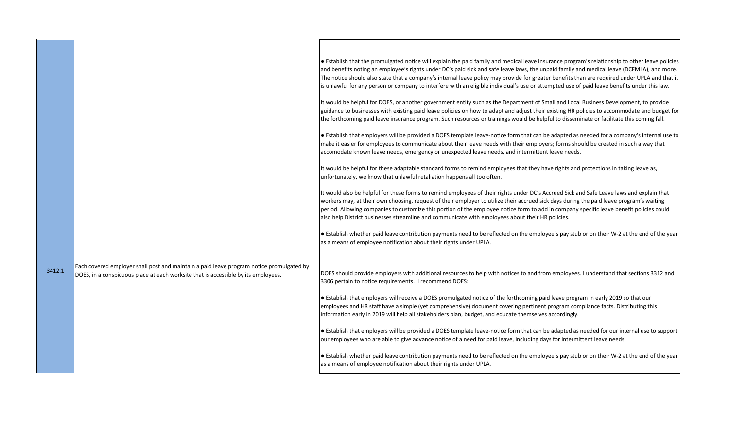| Section | Rule Text | Comment |
| --- | --- | --- |
| 3412.1 | Each covered employer shall post and maintain a paid leave program notice promulgated by DOES, in a conspicuous place at each worksite that is accessible by its employees. | ● Establish that the promulgated notice will explain the paid family and medical leave insurance program's relationship to other leave policies and benefits noting an employee's rights under DC's paid sick and safe leave laws, the unpaid family and medical leave (DCFMLA), and more. The notice should also state that a company's internal leave policy may provide for greater benefits than are required under UPLA and that it is unlawful for any person or company to interfere with an eligible individual's use or attempted use of paid leave benefits under this law.<br><br>It would be helpful for DOES, or another government entity such as the Department of Small and Local Business Development, to provide guidance to businesses with existing paid leave policies on how to adapt and adjust their existing HR policies to accommodate and budget for the forthcoming paid leave insurance program. Such resources or trainings would be helpful to disseminate or facilitate this coming fall.<br><br>● Establish that employers will be provided a DOES template leave-notice form that can be adapted as needed for a company's internal use to make it easier for employees to communicate about their leave needs with their employers; forms should be created in such a way that accomodate known leave needs, emergency or unexpected leave needs, and intermittent leave needs.<br><br>It would be helpful for these adaptable standard forms to remind employees that they have rights and protections in taking leave as, unfortunately, we know that unlawful retaliation happens all too often.<br><br>It would also be helpful for these forms to remind employees of their rights under DC's Accrued Sick and Safe Leave laws and explain that workers may, at their own choosing, request of their employer to utilize their accrued sick days during the paid leave program's waiting period. Allowing companies to customize this portion of the employee notice form to add in company specific leave benefit policies could also help District businesses streamline and communicate with employees about their HR policies.<br><br>● Establish whether paid leave contribution payments need to be reflected on the employee's pay stub or on their W-2 at the end of the year as a means of employee notification about their rights under UPLA. |
| | | DOES should provide employers with additional resources to help with notices to and from employees. I understand that sections 3312 and 3306 pertain to notice requirements. I recommend DOES:<br><br>● Establish that employers will receive a DOES promulgated notice of the forthcoming paid leave program in early 2019 so that our employees and HR staff have a simple (yet comprehensive) document covering pertinent program compliance facts. Distributing this information early in 2019 will help all stakeholders plan, budget, and educate themselves accordingly.<br><br>● Establish that employers will be provided a DOES template leave-notice form that can be adapted as needed for our internal use to support our employees who are able to give advance notice of a need for paid leave, including days for intermittent leave needs.<br><br>● Establish whether paid leave contribution payments need to be reflected on the employee's pay stub or on their W-2 at the end of the year as a means of employee notification about their rights under UPLA. |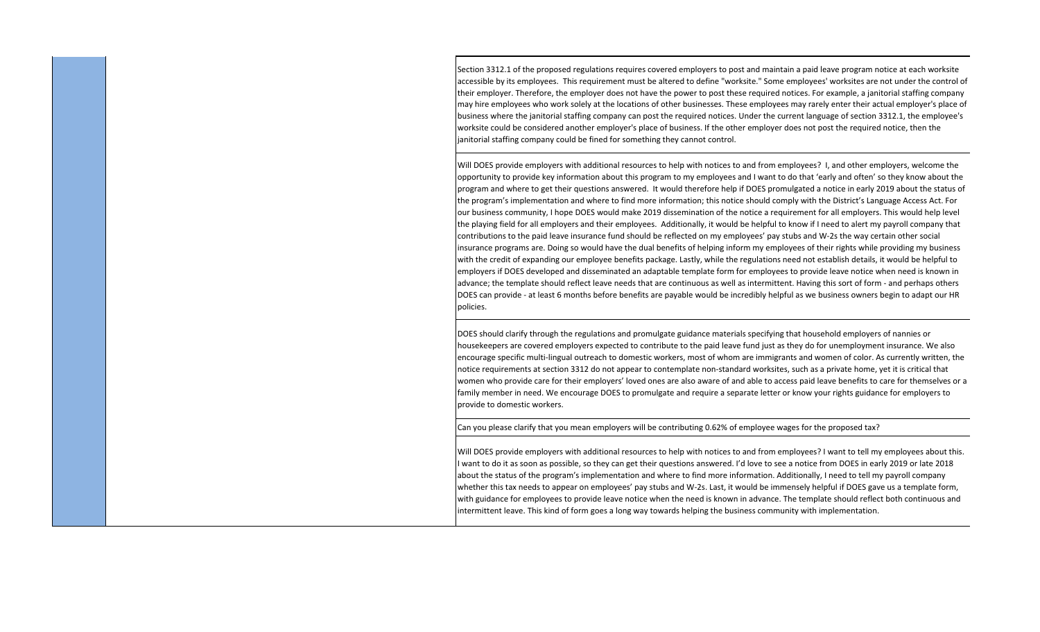| | | |
|---|---|---|
| | | Section 3312.1 of the proposed regulations requires covered employers to post and maintain a paid leave program notice at each worksite accessible by its employees. This requirement must be altered to define "worksite." Some employees' worksites are not under the control of their employer. Therefore, the employer does not have the power to post these required notices. For example, a janitorial staffing company may hire employees who work solely at the locations of other businesses. These employees may rarely enter their actual employer's place of business where the janitorial staffing company can post the required notices. Under the current language of section 3312.1, the employee's worksite could be considered another employer's place of business. If the other employer does not post the required notice, then the janitorial staffing company could be fined for something they cannot control. |
| | | Will DOES provide employers with additional resources to help with notices to and from employees? I, and other employers, welcome the opportunity to provide key information about this program to my employees and I want to do that 'early and often' so they know about the program and where to get their questions answered. It would therefore help if DOES promulgated a notice in early 2019 about the status of the program's implementation and where to find more information; this notice should comply with the District's Language Access Act. For our business community, I hope DOES would make 2019 dissemination of the notice a requirement for all employers. This would help level the playing field for all employers and their employees. Additionally, it would be helpful to know if I need to alert my payroll company that contributions to the paid leave insurance fund should be reflected on my employees' pay stubs and W-2s the way certain other social insurance programs are. Doing so would have the dual benefits of helping inform my employees of their rights while providing my business with the credit of expanding our employee benefits package. Lastly, while the regulations need not establish details, it would be helpful to employers if DOES developed and disseminated an adaptable template form for employees to provide leave notice when need is known in advance; the template should reflect leave needs that are continuous as well as intermittent. Having this sort of form - and perhaps others DOES can provide - at least 6 months before benefits are payable would be incredibly helpful as we business owners begin to adapt our HR policies. |
| | | DOES should clarify through the regulations and promulgate guidance materials specifying that household employers of nannies or housekeepers are covered employers expected to contribute to the paid leave fund just as they do for unemployment insurance. We also encourage specific multi-lingual outreach to domestic workers, most of whom are immigrants and women of color. As currently written, the notice requirements at section 3312 do not appear to contemplate non-standard worksites, such as a private home, yet it is critical that women who provide care for their employers' loved ones are also aware of and able to access paid leave benefits to care for themselves or a family member in need. We encourage DOES to promulgate and require a separate letter or know your rights guidance for employers to provide to domestic workers. |
| | | Can you please clarify that you mean employers will be contributing 0.62% of employee wages for the proposed tax? |
| | | Will DOES provide employers with additional resources to help with notices to and from employees? I want to tell my employees about this. I want to do it as soon as possible, so they can get their questions answered. I'd love to see a notice from DOES in early 2019 or late 2018 about the status of the program's implementation and where to find more information. Additionally, I need to tell my payroll company whether this tax needs to appear on employees' pay stubs and W-2s. Last, it would be immensely helpful if DOES gave us a template form, with guidance for employees to provide leave notice when the need is known in advance. The template should reflect both continuous and intermittent leave. This kind of form goes a long way towards helping the business community with implementation. |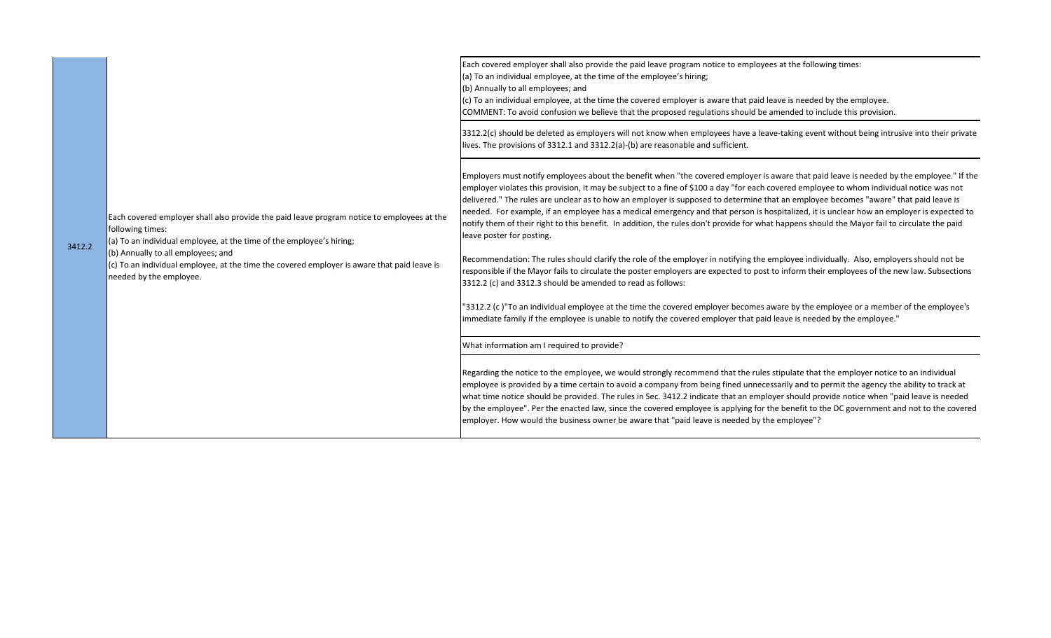| 3412.2 | Each covered employer shall also provide the paid leave program notice to employees at the following times:<br>(a) To an individual employee, at the time of the employee's hiring;<br>(b) Annually to all employees; and<br>(c) To an individual employee, at the time the covered employer is aware that paid leave is needed by the employee. | Each covered employer shall also provide the paid leave program notice to employees at the following times:<br>(a) To an individual employee, at the time of the employee's hiring;<br>(b) Annually to all employees; and<br>(c) To an individual employee, at the time the covered employer is aware that paid leave is needed by the employee.<br>COMMENT: To avoid confusion we believe that the proposed regulations should be amended to include this provision. |
|---|---|---|
| | | 3312.2(c) should be deleted as employers will not know when employees have a leave-taking event without being intrusive into their private lives. The provisions of 3312.1 and 3312.2(a)-(b) are reasonable and sufficient. |
| | | Employers must notify employees about the benefit when "the covered employer is aware that paid leave is needed by the employee." If the employer violates this provision, it may be subject to a fine of $100 a day "for each covered employee to whom individual notice was not delivered." The rules are unclear as to how an employer is supposed to determine that an employee becomes "aware" that paid leave is needed. For example, if an employee has a medical emergency and that person is hospitalized, it is unclear how an employer is expected to notify them of their right to this benefit. In addition, the rules don't provide for what happens should the Mayor fail to circulate the paid leave poster for posting.<br><br>Recommendation: The rules should clarify the role of the employer in notifying the employee individually. Also, employers should not be responsible if the Mayor fails to circulate the poster employers are expected to post to inform their employees of the new law. Subsections 3312.2 (c) and 3312.3 should be amended to read as follows:<br><br>"3312.2 (c )"To an individual employee at the time the covered employer becomes aware by the employee or a member of the employee's immediate family if the employee is unable to notify the covered employer that paid leave is needed by the employee." |
| | | What information am I required to provide? |
| | | Regarding the notice to the employee, we would strongly recommend that the rules stipulate that the employer notice to an individual employee is provided by a time certain to avoid a company from being fined unnecessarily and to permit the agency the ability to track at what time notice should be provided. The rules in Sec. 3412.2 indicate that an employer should provide notice when "paid leave is needed by the employee". Per the enacted law, since the covered employee is applying for the benefit to the DC government and not to the covered employer. How would the business owner be aware that "paid leave is needed by the employee"? |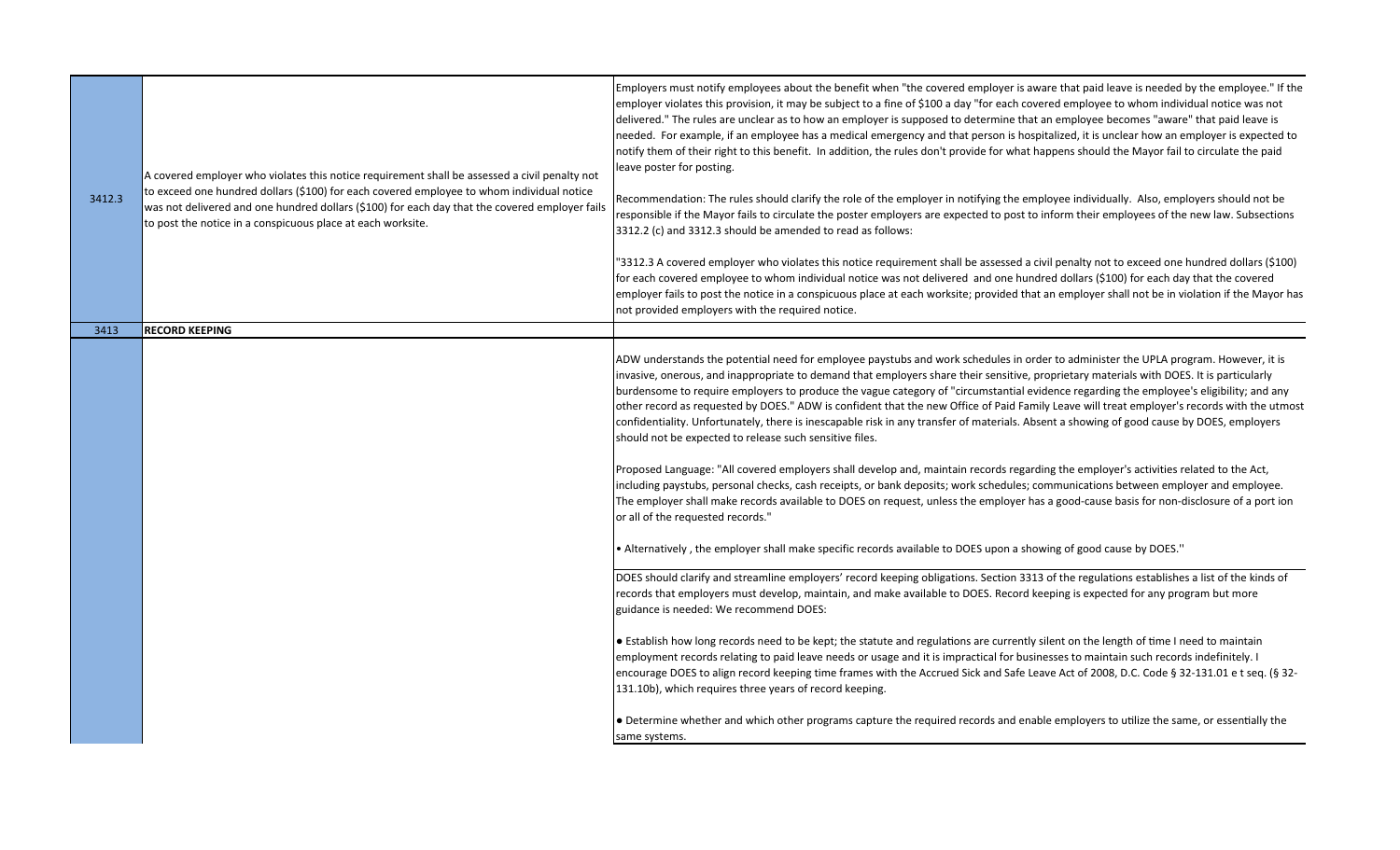| | | |
|---|---|---|
| 3412.3 | A covered employer who violates this notice requirement shall be assessed a civil penalty not to exceed one hundred dollars ($100) for each covered employee to whom individual notice was not delivered and one hundred dollars ($100) for each day that the covered employer fails to post the notice in a conspicuous place at each worksite. | Employers must notify employees about the benefit when "the covered employer is aware that paid leave is needed by the employee." If the employer violates this provision, it may be subject to a fine of $100 a day "for each covered employee to whom individual notice was not delivered." The rules are unclear as to how an employer is supposed to determine that an employee becomes "aware" that paid leave is needed. For example, if an employee has a medical emergency and that person is hospitalized, it is unclear how an employer is expected to notify them of their right to this benefit. In addition, the rules don't provide for what happens should the Mayor fail to circulate the paid leave poster for posting.<br><br>Recommendation: The rules should clarify the role of the employer in notifying the employee individually. Also, employers should not be responsible if the Mayor fails to circulate the poster employers are expected to post to inform their employees of the new law. Subsections 3312.2 (c) and 3312.3 should be amended to read as follows:<br><br>"3312.3 A covered employer who violates this notice requirement shall be assessed a civil penalty not to exceed one hundred dollars ($100) for each covered employee to whom individual notice was not delivered and one hundred dollars ($100) for each day that the covered employer fails to post the notice in a conspicuous place at each worksite; provided that an employer shall not be in violation if the Mayor has not provided employers with the required notice. |
| 3413 | **RECORD KEEPING** | |
| | | ADW understands the potential need for employee paystubs and work schedules in order to administer the UPLA program. However, it is invasive, onerous, and inappropriate to demand that employers share their sensitive, proprietary materials with DOES. It is particularly burdensome to require employers to produce the vague category of "circumstantial evidence regarding the employee's eligibility; and any other record as requested by DOES." ADW is confident that the new Office of Paid Family Leave will treat employer's records with the utmost confidentiality. Unfortunately, there is inescapable risk in any transfer of materials. Absent a showing of good cause by DOES, employers should not be expected to release such sensitive files.<br><br>Proposed Language: "All covered employers shall develop and, maintain records regarding the employer's activities related to the Act, including paystubs, personal checks, cash receipts, or bank deposits; work schedules; communications between employer and employee. The employer shall make records available to DOES on request, unless the employer has a good-cause basis for non-disclosure of a port ion or all of the requested records."<br><br>• Alternatively , the employer shall make specific records available to DOES upon a showing of good cause by DOES." |
| | | DOES should clarify and streamline employers' record keeping obligations. Section 3313 of the regulations establishes a list of the kinds of records that employers must develop, maintain, and make available to DOES. Record keeping is expected for any program but more guidance is needed: We recommend DOES:<br><br>• Establish how long records need to be kept; the statute and regulations are currently silent on the length of time I need to maintain employment records relating to paid leave needs or usage and it is impractical for businesses to maintain such records indefinitely. I encourage DOES to align record keeping time frames with the Accrued Sick and Safe Leave Act of 2008, D.C. Code § 32-131.01 e t seq. (§ 32-131.10b), which requires three years of record keeping.<br><br>• Determine whether and which other programs capture the required records and enable employers to utilize the same, or essentially the same systems. |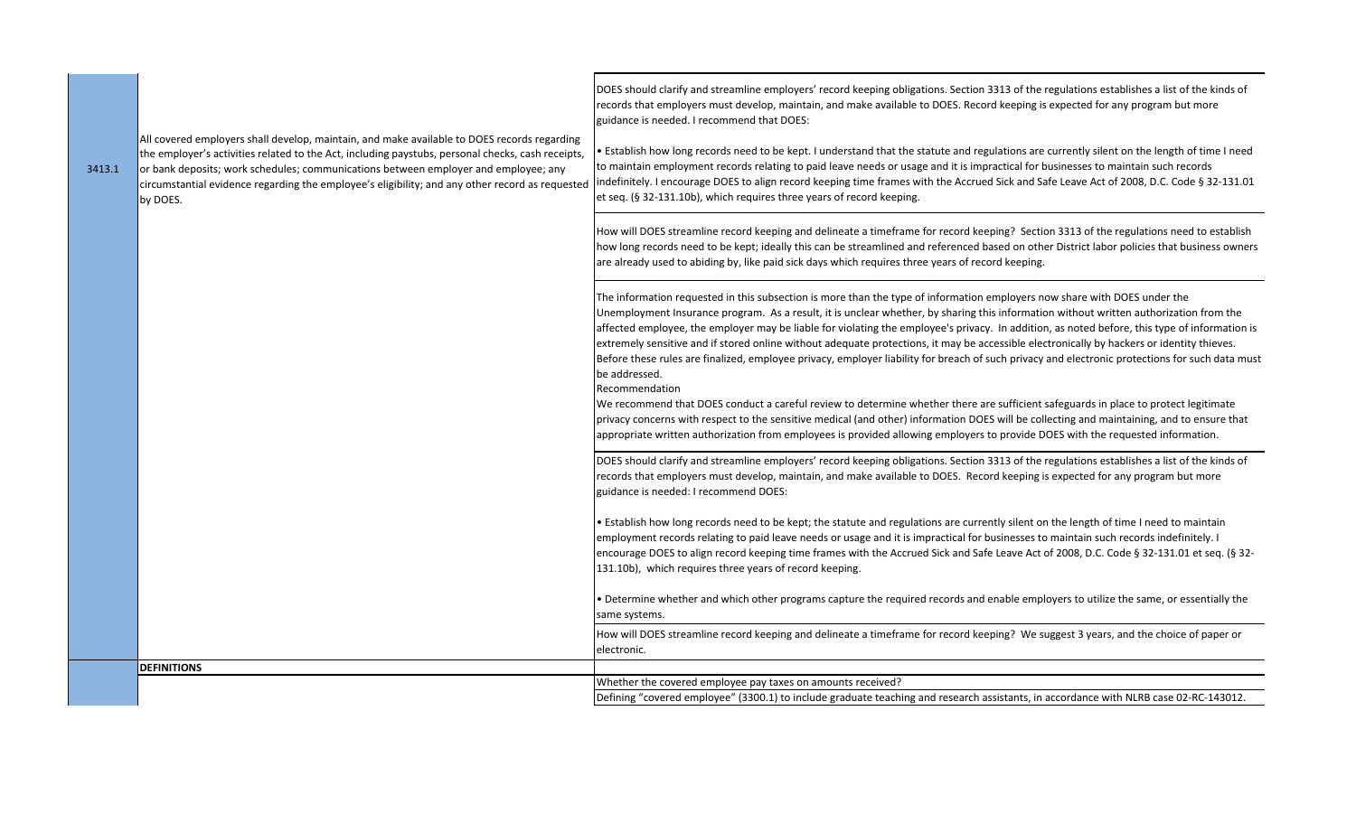| | | |
|---|---|---|
| 3413.1 | All covered employers shall develop, maintain, and make available to DOES records regarding the employer's activities related to the Act, including paystubs, personal checks, cash receipts, or bank deposits; work schedules; communications between employer and employee; any circumstantial evidence regarding the employee's eligibility; and any other record as requested by DOES. | DOES should clarify and streamline employers' record keeping obligations. Section 3313 of the regulations establishes a list of the kinds of records that employers must develop, maintain, and make available to DOES. Record keeping is expected for any program but more guidance is needed. I recommend that DOES:<br><br>• Establish how long records need to be kept. I understand that the statute and regulations are currently silent on the length of time I need to maintain employment records relating to paid leave needs or usage and it is impractical for businesses to maintain such records indefinitely. I encourage DOES to align record keeping time frames with the Accrued Sick and Safe Leave Act of 2008, D.C. Code § 32-131.01 et seq. (§ 32-131.10b), which requires three years of record keeping. |
| | | How will DOES streamline record keeping and delineate a timeframe for record keeping? Section 3313 of the regulations need to establish how long records need to be kept; ideally this can be streamlined and referenced based on other District labor policies that business owners are already used to abiding by, like paid sick days which requires three years of record keeping. |
| | | The information requested in this subsection is more than the type of information employers now share with DOES under the Unemployment Insurance program. As a result, it is unclear whether, by sharing this information without written authorization from the affected employee, the employer may be liable for violating the employee's privacy. In addition, as noted before, this type of information is extremely sensitive and if stored online without adequate protections, it may be accessible electronically by hackers or identity thieves. Before these rules are finalized, employee privacy, employer liability for breach of such privacy and electronic protections for such data must be addressed.<br>Recommendation<br>We recommend that DOES conduct a careful review to determine whether there are sufficient safeguards in place to protect legitimate privacy concerns with respect to the sensitive medical (and other) information DOES will be collecting and maintaining, and to ensure that appropriate written authorization from employees is provided allowing employers to provide DOES with the requested information. |
| | | DOES should clarify and streamline employers' record keeping obligations. Section 3313 of the regulations establishes a list of the kinds of records that employers must develop, maintain, and make available to DOES. Record keeping is expected for any program but more guidance is needed: I recommend DOES:<br><br>• Establish how long records need to be kept; the statute and regulations are currently silent on the length of time I need to maintain employment records relating to paid leave needs or usage and it is impractical for businesses to maintain such records indefinitely. I encourage DOES to align record keeping time frames with the Accrued Sick and Safe Leave Act of 2008, D.C. Code § 32-131.01 et seq. (§ 32-131.10b), which requires three years of record keeping.<br><br>• Determine whether and which other programs capture the required records and enable employers to utilize the same, or essentially the same systems. |
| | | How will DOES streamline record keeping and delineate a timeframe for record keeping? We suggest 3 years, and the choice of paper or electronic. |
| | **DEFINITIONS** | |
| | | Whether the covered employee pay taxes on amounts received? |
| | | Defining "covered employee" (3300.1) to include graduate teaching and research assistants, in accordance with NLRB case 02-RC-143012. |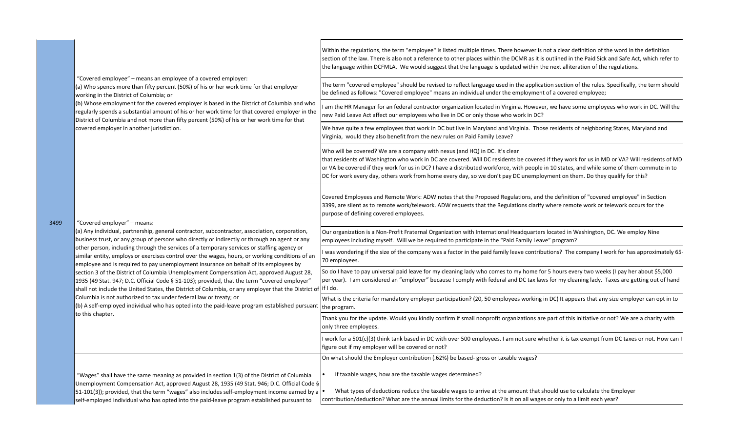| | | |
|---|---|---|
| 3499 | "Covered employee" – means an employee of a covered employer:<br>(a) Who spends more than fifty percent (50%) of his or her work time for that employer working in the District of Columbia; or<br>(b) Whose employment for the covered employer is based in the District of Columbia and who regularly spends a substantial amount of his or her work time for that covered employer in the District of Columbia and not more than fifty percent (50%) of his or her work time for that covered employer in another jurisdiction. | Within the regulations, the term "employee" is listed multiple times. There however is not a clear definition of the word in the definition section of the law. There is also not a reference to other places within the DCMR as it is outlined in the Paid Sick and Safe Act, which refer to the language within DCFMLA. We would suggest that the language is updated within the next alliteration of the regulations. |
| | | The term "covered employee" should be revised to reflect language used in the application section of the rules. Specifically, the term should be defined as follows: "Covered employee" means an individual under the employment of a covered employee; |
| | | I am the HR Manager for an federal contractor organization located in Virginia. However, we have some employees who work in DC. Will the new Paid Leave Act affect our employees who live in DC or only those who work in DC? |
| | | We have quite a few employees that work in DC but live in Maryland and Virginia. Those residents of neighboring States, Maryland and Virginia, would they also benefit from the new rules on Paid Family Leave? |
| | | Who will be covered? We are a company with nexus (and HQ) in DC. It's clear that residents of Washington who work in DC are covered. Will DC residents be covered if they work for us in MD or VA? Will residents of MD or VA be covered if they work for us in DC? I have a distributed workforce, with people in 10 states, and while some of them commute in to DC for work every day, others work from home every day, so we don't pay DC unemployment on them. Do they qualify for this? |
| | | Covered Employees and Remote Work: ADW notes that the Proposed Regulations, and the definition of "covered employee" in Section 3399, are silent as to remote work/telework. ADW requests that the Regulations clarify where remote work or telework occurs for the purpose of defining covered employees. |
| | "Covered employer" – means:<br>(a) Any individual, partnership, general contractor, subcontractor, association, corporation, business trust, or any group of persons who directly or indirectly or through an agent or any other person, including through the services of a temporary services or staffing agency or similar entity, employs or exercises control over the wages, hours, or working conditions of an employee and is required to pay unemployment insurance on behalf of its employees by section 3 of the District of Columbia Unemployment Compensation Act, approved August 28, 1935 (49 Stat. 947; D.C. Official Code § 51-103); provided, that the term "covered employer" shall not include the United States, the District of Columbia, or any employer that the District of Columbia is not authorized to tax under federal law or treaty; or<br>(b) A self-employed individual who has opted into the paid-leave program established pursuant to this chapter. | Our organization is a Non-Profit Fraternal Organization with International Headquarters located in Washington, DC. We employ Nine employees including myself. Will we be required to participate in the "Paid Family Leave" program? |
| | | I was wondering if the size of the company was a factor in the paid family leave contributions? The company I work for has approximately 65-70 employees. |
| | | So do I have to pay universal paid leave for my cleaning lady who comes to my home for 5 hours every two weeks (I pay her about $5,000 per year). I am considered an "employer" because I comply with federal and DC tax laws for my cleaning lady. Taxes are getting out of hand if I do. |
| | | What is the criteria for mandatory employer participation? (20, 50 employees working in DC) It appears that any size employer can opt in to the program. |
| | | Thank you for the update. Would you kindly confirm if small nonprofit organizations are part of this initiative or not? We are a charity with only three employees. |
| | | I work for a 501(c)(3) think tank based in DC with over 500 employees. I am not sure whether it is tax exempt from DC taxes or not. How can I figure out if my employer will be covered or not? |
| | "Wages" shall have the same meaning as provided in section 1(3) of the District of Columbia Unemployment Compensation Act, approved August 28, 1935 (49 Stat. 946; D.C. Official Code § 51-101(3)); provided, that the term "wages" also includes self-employment income earned by a self-employed individual who has opted into the paid-leave program established pursuant to | On what should the Employer contribution (.62%) be based- gross or taxable wages?<br>• If taxable wages, how are the taxable wages determined?<br>• What types of deductions reduce the taxable wages to arrive at the amount that should use to calculate the Employer contribution/deduction? What are the annual limits for the deduction? Is it on all wages or only to a limit each year? |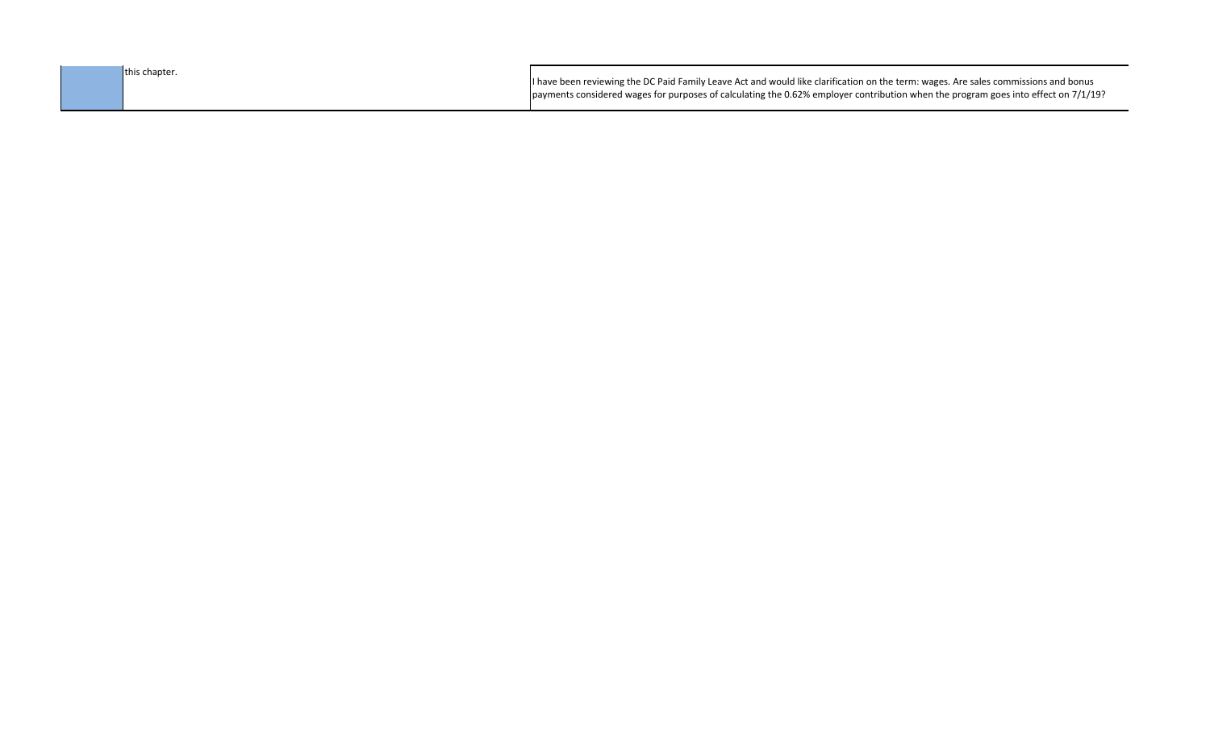| | | |
|---|---|---|
| | this chapter. | I have been reviewing the DC Paid Family Leave Act and would like clarification on the term: wages. Are sales commissions and bonus payments considered wages for purposes of calculating the 0.62% employer contribution when the program goes into effect on 7/1/19? |